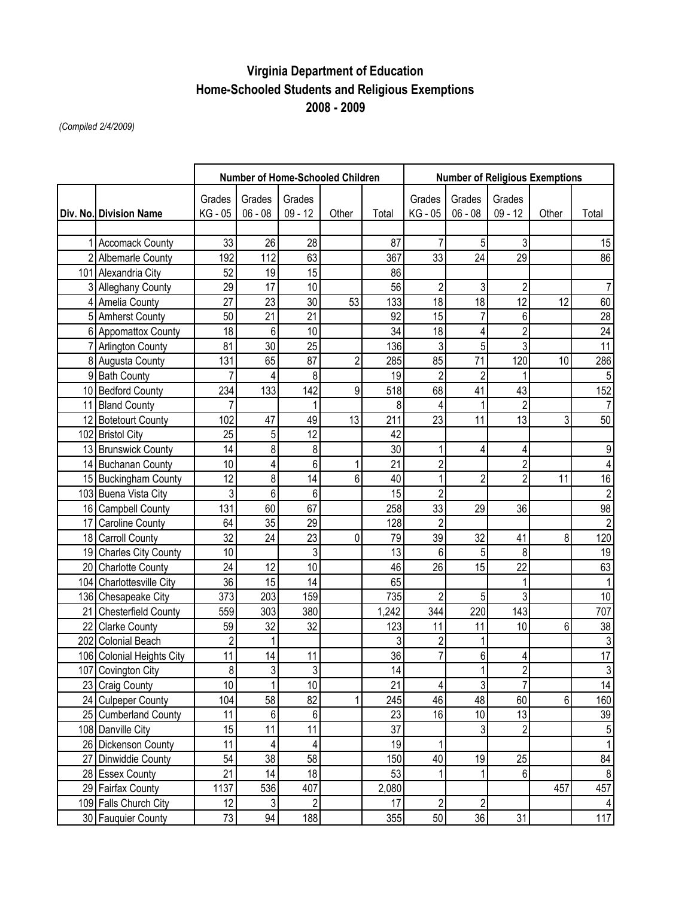# Virginia Department of Education
## Home-Schooled Students and Religious Exemptions
## 2008 - 2009

*(Compiled 2/4/2009)*

| | | Number of Home-Schooled Children | | | | | Number of Religious Exemptions | | | | |
|---|---|---|---|---|---|---|---|---|---|---|---|
| Div. No. | Division Name | Grades KG - 05 | Grades 06 - 08 | Grades 09 - 12 | Other | Total | Grades KG - 05 | Grades 06 - 08 | Grades 09 - 12 | Other | Total |
| 1 | Accomack County | 33 | 26 | 28 | | 87 | 7 | 5 | 3 | | 15 |
| 2 | Albemarle County | 192 | 112 | 63 | | 367 | 33 | 24 | 29 | | 86 |
| 101 | Alexandria City | 52 | 19 | 15 | | 86 | | | | | |
| 3 | Alleghany County | 29 | 17 | 10 | | 56 | 2 | 3 | 2 | | 7 |
| 4 | Amelia County | 27 | 23 | 30 | 53 | 133 | 18 | 18 | 12 | 12 | 60 |
| 5 | Amherst County | 50 | 21 | 21 | | 92 | 15 | 7 | 6 | | 28 |
| 6 | Appomattox County | 18 | 6 | 10 | | 34 | 18 | 4 | 2 | | 24 |
| 7 | Arlington County | 81 | 30 | 25 | | 136 | 3 | 5 | 3 | | 11 |
| 8 | Augusta County | 131 | 65 | 87 | 2 | 285 | 85 | 71 | 120 | 10 | 286 |
| 9 | Bath County | 7 | 4 | 8 | | 19 | 2 | 2 | 1 | | 5 |
| 10 | Bedford County | 234 | 133 | 142 | 9 | 518 | 68 | 41 | 43 | | 152 |
| 11 | Bland County | 7 | | 1 | | 8 | 4 | 1 | 2 | | 7 |
| 12 | Botetourt County | 102 | 47 | 49 | 13 | 211 | 23 | 11 | 13 | 3 | 50 |
| 102 | Bristol City | 25 | 5 | 12 | | 42 | | | | | |
| 13 | Brunswick County | 14 | 8 | 8 | | 30 | 1 | 4 | 4 | | 9 |
| 14 | Buchanan County | 10 | 4 | 6 | 1 | 21 | 2 | | 2 | | 4 |
| 15 | Buckingham County | 12 | 8 | 14 | 6 | 40 | 1 | 2 | 2 | 11 | 16 |
| 103 | Buena Vista City | 3 | 6 | 6 | | 15 | 2 | | | | 2 |
| 16 | Campbell County | 131 | 60 | 67 | | 258 | 33 | 29 | 36 | | 98 |
| 17 | Caroline County | 64 | 35 | 29 | | 128 | 2 | | | | 2 |
| 18 | Carroll County | 32 | 24 | 23 | 0 | 79 | 39 | 32 | 41 | 8 | 120 |
| 19 | Charles City County | 10 | | 3 | | 13 | 6 | 5 | 8 | | 19 |
| 20 | Charlotte County | 24 | 12 | 10 | | 46 | 26 | 15 | 22 | | 63 |
| 104 | Charlottesville City | 36 | 15 | 14 | | 65 | | | 1 | | 1 |
| 136 | Chesapeake City | 373 | 203 | 159 | | 735 | 2 | 5 | 3 | | 10 |
| 21 | Chesterfield County | 559 | 303 | 380 | | 1,242 | 344 | 220 | 143 | | 707 |
| 22 | Clarke County | 59 | 32 | 32 | | 123 | 11 | 11 | 10 | 6 | 38 |
| 202 | Colonial Beach | 2 | 1 | | | 3 | 2 | 1 | | | 3 |
| 106 | Colonial Heights City | 11 | 14 | 11 | | 36 | 7 | 6 | 4 | | 17 |
| 107 | Covington City | 8 | 3 | 3 | | 14 | | 1 | 2 | | 3 |
| 23 | Craig County | 10 | 1 | 10 | | 21 | 4 | 3 | 7 | | 14 |
| 24 | Culpeper County | 104 | 58 | 82 | 1 | 245 | 46 | 48 | 60 | 6 | 160 |
| 25 | Cumberland County | 11 | 6 | 6 | | 23 | 16 | 10 | 13 | | 39 |
| 108 | Danville City | 15 | 11 | 11 | | 37 | | 3 | 2 | | 5 |
| 26 | Dickenson County | 11 | 4 | 4 | | 19 | 1 | | | | 1 |
| 27 | Dinwiddie County | 54 | 38 | 58 | | 150 | 40 | 19 | 25 | | 84 |
| 28 | Essex County | 21 | 14 | 18 | | 53 | 1 | 1 | 6 | | 8 |
| 29 | Fairfax County | 1137 | 536 | 407 | | 2,080 | | | | 457 | 457 |
| 109 | Falls Church City | 12 | 3 | 2 | | 17 | 2 | 2 | | | 4 |
| 30 | Fauquier County | 73 | 94 | 188 | | 355 | 50 | 36 | 31 | | 117 |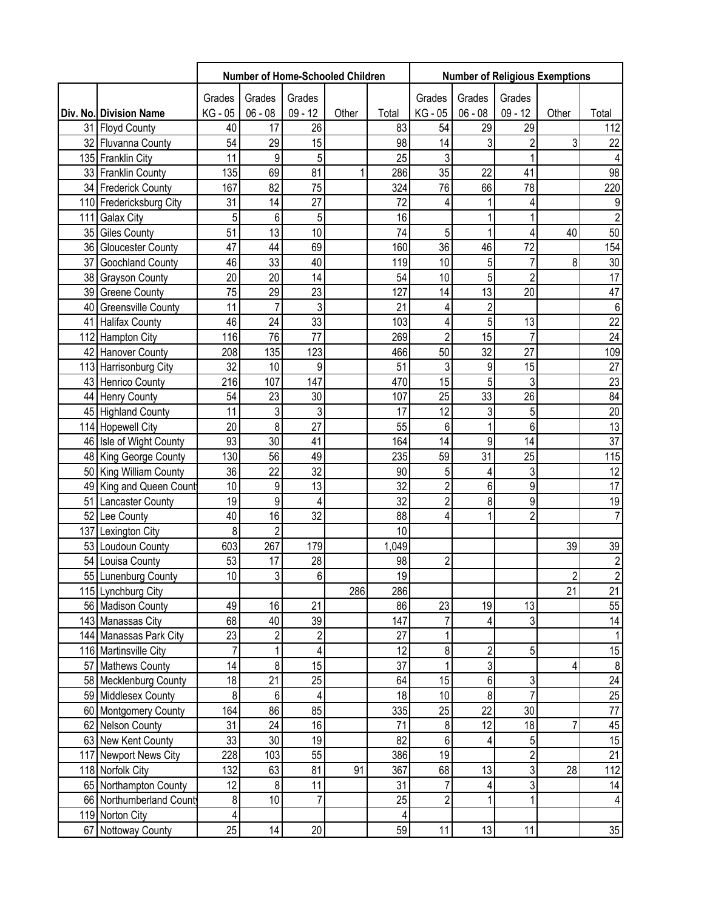| | | Number of Home-Schooled Children | | | | | Number of Religious Exemptions | | | | |
|---|---|---|---|---|---|---|---|---|---|---|---|
| Div. No. | Division Name | Grades KG - 05 | Grades 06 - 08 | Grades 09 - 12 | Other | Total | Grades KG - 05 | Grades 06 - 08 | Grades 09 - 12 | Other | Total |
| 31 | Floyd County | 40 | 17 | 26 | | 83 | 54 | 29 | 29 | | 112 |
| 32 | Fluvanna County | 54 | 29 | 15 | | 98 | 14 | 3 | 2 | 3 | 22 |
| 135 | Franklin City | 11 | 9 | 5 | | 25 | 3 | | 1 | | 4 |
| 33 | Franklin County | 135 | 69 | 81 | 1 | 286 | 35 | 22 | 41 | | 98 |
| 34 | Frederick County | 167 | 82 | 75 | | 324 | 76 | 66 | 78 | | 220 |
| 110 | Fredericksburg City | 31 | 14 | 27 | | 72 | 4 | 1 | 4 | | 9 |
| 111 | Galax City | 5 | 6 | 5 | | 16 | | 1 | 1 | | 2 |
| 35 | Giles County | 51 | 13 | 10 | | 74 | 5 | 1 | 4 | 40 | 50 |
| 36 | Gloucester County | 47 | 44 | 69 | | 160 | 36 | 46 | 72 | | 154 |
| 37 | Goochland County | 46 | 33 | 40 | | 119 | 10 | 5 | 7 | 8 | 30 |
| 38 | Grayson County | 20 | 20 | 14 | | 54 | 10 | 5 | 2 | | 17 |
| 39 | Greene County | 75 | 29 | 23 | | 127 | 14 | 13 | 20 | | 47 |
| 40 | Greensville County | 11 | 7 | 3 | | 21 | 4 | 2 | | | 6 |
| 41 | Halifax County | 46 | 24 | 33 | | 103 | 4 | 5 | 13 | | 22 |
| 112 | Hampton City | 116 | 76 | 77 | | 269 | 2 | 15 | 7 | | 24 |
| 42 | Hanover County | 208 | 135 | 123 | | 466 | 50 | 32 | 27 | | 109 |
| 113 | Harrisonburg City | 32 | 10 | 9 | | 51 | 3 | 9 | 15 | | 27 |
| 43 | Henrico County | 216 | 107 | 147 | | 470 | 15 | 5 | 3 | | 23 |
| 44 | Henry County | 54 | 23 | 30 | | 107 | 25 | 33 | 26 | | 84 |
| 45 | Highland County | 11 | 3 | 3 | | 17 | 12 | 3 | 5 | | 20 |
| 114 | Hopewell City | 20 | 8 | 27 | | 55 | 6 | 1 | 6 | | 13 |
| 46 | Isle of Wight County | 93 | 30 | 41 | | 164 | 14 | 9 | 14 | | 37 |
| 48 | King George County | 130 | 56 | 49 | | 235 | 59 | 31 | 25 | | 115 |
| 50 | King William County | 36 | 22 | 32 | | 90 | 5 | 4 | 3 | | 12 |
| 49 | King and Queen Count | 10 | 9 | 13 | | 32 | 2 | 6 | 9 | | 17 |
| 51 | Lancaster County | 19 | 9 | 4 | | 32 | 2 | 8 | 9 | | 19 |
| 52 | Lee County | 40 | 16 | 32 | | 88 | 4 | 1 | 2 | | 7 |
| 137 | Lexington City | 8 | 2 | | | 10 | | | | | |
| 53 | Loudoun County | 603 | 267 | 179 | | 1,049 | | | | 39 | 39 |
| 54 | Louisa County | 53 | 17 | 28 | | 98 | 2 | | | | 2 |
| 55 | Lunenburg County | 10 | 3 | 6 | | 19 | | | | 2 | 2 |
| 115 | Lynchburg City | | | | 286 | 286 | | | | 21 | 21 |
| 56 | Madison County | 49 | 16 | 21 | | 86 | 23 | 19 | 13 | | 55 |
| 143 | Manassas City | 68 | 40 | 39 | | 147 | 7 | 4 | 3 | | 14 |
| 144 | Manassas Park City | 23 | 2 | 2 | | 27 | 1 | | | | 1 |
| 116 | Martinsville City | 7 | 1 | 4 | | 12 | 8 | 2 | 5 | | 15 |
| 57 | Mathews County | 14 | 8 | 15 | | 37 | 1 | 3 | | 4 | 8 |
| 58 | Mecklenburg County | 18 | 21 | 25 | | 64 | 15 | 6 | 3 | | 24 |
| 59 | Middlesex County | 8 | 6 | 4 | | 18 | 10 | 8 | 7 | | 25 |
| 60 | Montgomery County | 164 | 86 | 85 | | 335 | 25 | 22 | 30 | | 77 |
| 62 | Nelson County | 31 | 24 | 16 | | 71 | 8 | 12 | 18 | 7 | 45 |
| 63 | New Kent County | 33 | 30 | 19 | | 82 | 6 | 4 | 5 | | 15 |
| 117 | Newport News City | 228 | 103 | 55 | | 386 | 19 | | 2 | | 21 |
| 118 | Norfolk City | 132 | 63 | 81 | 91 | 367 | 68 | 13 | 3 | 28 | 112 |
| 65 | Northampton County | 12 | 8 | 11 | | 31 | 7 | 4 | 3 | | 14 |
| 66 | Northumberland County | 8 | 10 | 7 | | 25 | 2 | 1 | 1 | | 4 |
| 119 | Norton City | 4 | | | | 4 | | | | | |
| 67 | Nottoway County | 25 | 14 | 20 | | 59 | 11 | 13 | 11 | | 35 |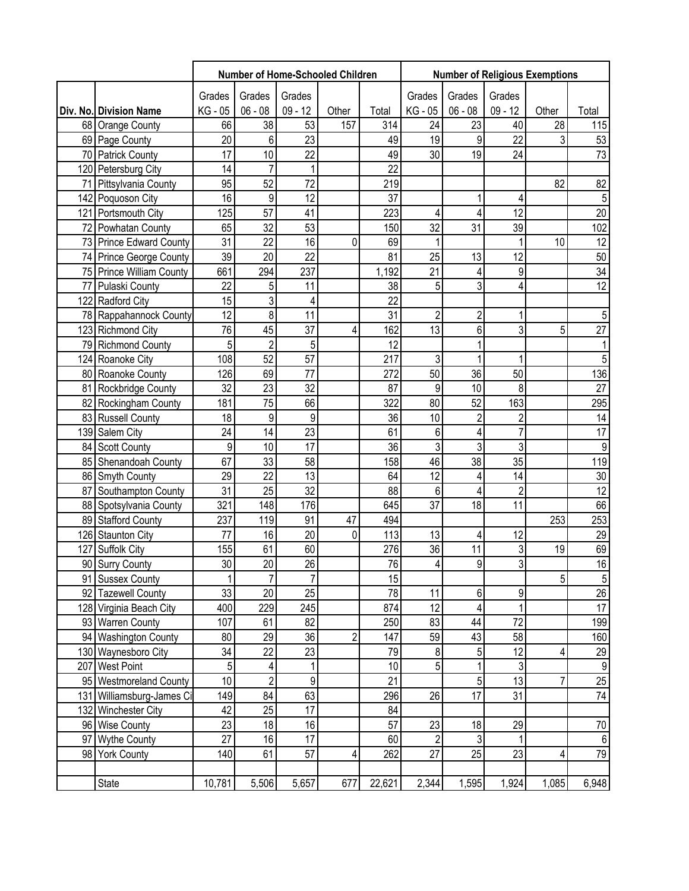| | | Number of Home-Schooled Children | | | | | Number of Religious Exemptions | | | | |
|---|---|---|---|---|---|---|---|---|---|---|---|
| Div. No. | Division Name | Grades KG - 05 | Grades 06 - 08 | Grades 09 - 12 | Other | Total | Grades KG - 05 | Grades 06 - 08 | Grades 09 - 12 | Other | Total |
| 68 | Orange County | 66 | 38 | 53 | 157 | 314 | 24 | 23 | 40 | 28 | 115 |
| 69 | Page County | 20 | 6 | 23 | | 49 | 19 | 9 | 22 | 3 | 53 |
| 70 | Patrick County | 17 | 10 | 22 | | 49 | 30 | 19 | 24 | | 73 |
| 120 | Petersburg City | 14 | 7 | 1 | | 22 | | | | | |
| 71 | Pittsylvania County | 95 | 52 | 72 | | 219 | | | | 82 | 82 |
| 142 | Poquoson City | 16 | 9 | 12 | | 37 | | 1 | 4 | | 5 |
| 121 | Portsmouth City | 125 | 57 | 41 | | 223 | 4 | 4 | 12 | | 20 |
| 72 | Powhatan County | 65 | 32 | 53 | | 150 | 32 | 31 | 39 | | 102 |
| 73 | Prince Edward County | 31 | 22 | 16 | 0 | 69 | 1 | | 1 | 10 | 12 |
| 74 | Prince George County | 39 | 20 | 22 | | 81 | 25 | 13 | 12 | | 50 |
| 75 | Prince William County | 661 | 294 | 237 | | 1,192 | 21 | 4 | 9 | | 34 |
| 77 | Pulaski County | 22 | 5 | 11 | | 38 | 5 | 3 | 4 | | 12 |
| 122 | Radford City | 15 | 3 | 4 | | 22 | | | | | |
| 78 | Rappahannock County | 12 | 8 | 11 | | 31 | 2 | 2 | 1 | | 5 |
| 123 | Richmond City | 76 | 45 | 37 | 4 | 162 | 13 | 6 | 3 | 5 | 27 |
| 79 | Richmond County | 5 | 2 | 5 | | 12 | | 1 | | | 1 |
| 124 | Roanoke City | 108 | 52 | 57 | | 217 | 3 | 1 | 1 | | 5 |
| 80 | Roanoke County | 126 | 69 | 77 | | 272 | 50 | 36 | 50 | | 136 |
| 81 | Rockbridge County | 32 | 23 | 32 | | 87 | 9 | 10 | 8 | | 27 |
| 82 | Rockingham County | 181 | 75 | 66 | | 322 | 80 | 52 | 163 | | 295 |
| 83 | Russell County | 18 | 9 | 9 | | 36 | 10 | 2 | 2 | | 14 |
| 139 | Salem City | 24 | 14 | 23 | | 61 | 6 | 4 | 7 | | 17 |
| 84 | Scott County | 9 | 10 | 17 | | 36 | 3 | 3 | 3 | | 9 |
| 85 | Shenandoah County | 67 | 33 | 58 | | 158 | 46 | 38 | 35 | | 119 |
| 86 | Smyth County | 29 | 22 | 13 | | 64 | 12 | 4 | 14 | | 30 |
| 87 | Southampton County | 31 | 25 | 32 | | 88 | 6 | 4 | 2 | | 12 |
| 88 | Spotsylvania County | 321 | 148 | 176 | | 645 | 37 | 18 | 11 | | 66 |
| 89 | Stafford County | 237 | 119 | 91 | 47 | 494 | | | | 253 | 253 |
| 126 | Staunton City | 77 | 16 | 20 | 0 | 113 | 13 | 4 | 12 | | 29 |
| 127 | Suffolk City | 155 | 61 | 60 | | 276 | 36 | 11 | 3 | 19 | 69 |
| 90 | Surry County | 30 | 20 | 26 | | 76 | 4 | 9 | 3 | | 16 |
| 91 | Sussex County | 1 | 7 | 7 | | 15 | | | | 5 | 5 |
| 92 | Tazewell County | 33 | 20 | 25 | | 78 | 11 | 6 | 9 | | 26 |
| 128 | Virginia Beach City | 400 | 229 | 245 | | 874 | 12 | 4 | 1 | | 17 |
| 93 | Warren County | 107 | 61 | 82 | | 250 | 83 | 44 | 72 | | 199 |
| 94 | Washington County | 80 | 29 | 36 | 2 | 147 | 59 | 43 | 58 | | 160 |
| 130 | Waynesboro City | 34 | 22 | 23 | | 79 | 8 | 5 | 12 | 4 | 29 |
| 207 | West Point | 5 | 4 | 1 | | 10 | 5 | 1 | 3 | | 9 |
| 95 | Westmoreland County | 10 | 2 | 9 | | 21 | | 5 | 13 | 7 | 25 |
| 131 | Williamsburg-James Ci | 149 | 84 | 63 | | 296 | 26 | 17 | 31 | | 74 |
| 132 | Winchester City | 42 | 25 | 17 | | 84 | | | | | |
| 96 | Wise County | 23 | 18 | 16 | | 57 | 23 | 18 | 29 | | 70 |
| 97 | Wythe County | 27 | 16 | 17 | | 60 | 2 | 3 | 1 | | 6 |
| 98 | York County | 140 | 61 | 57 | 4 | 262 | 27 | 25 | 23 | 4 | 79 |
| | | | | | | | | | | | |
| | State | 10,781 | 5,506 | 5,657 | 677 | 22,621 | 2,344 | 1,595 | 1,924 | 1,085 | 6,948 |